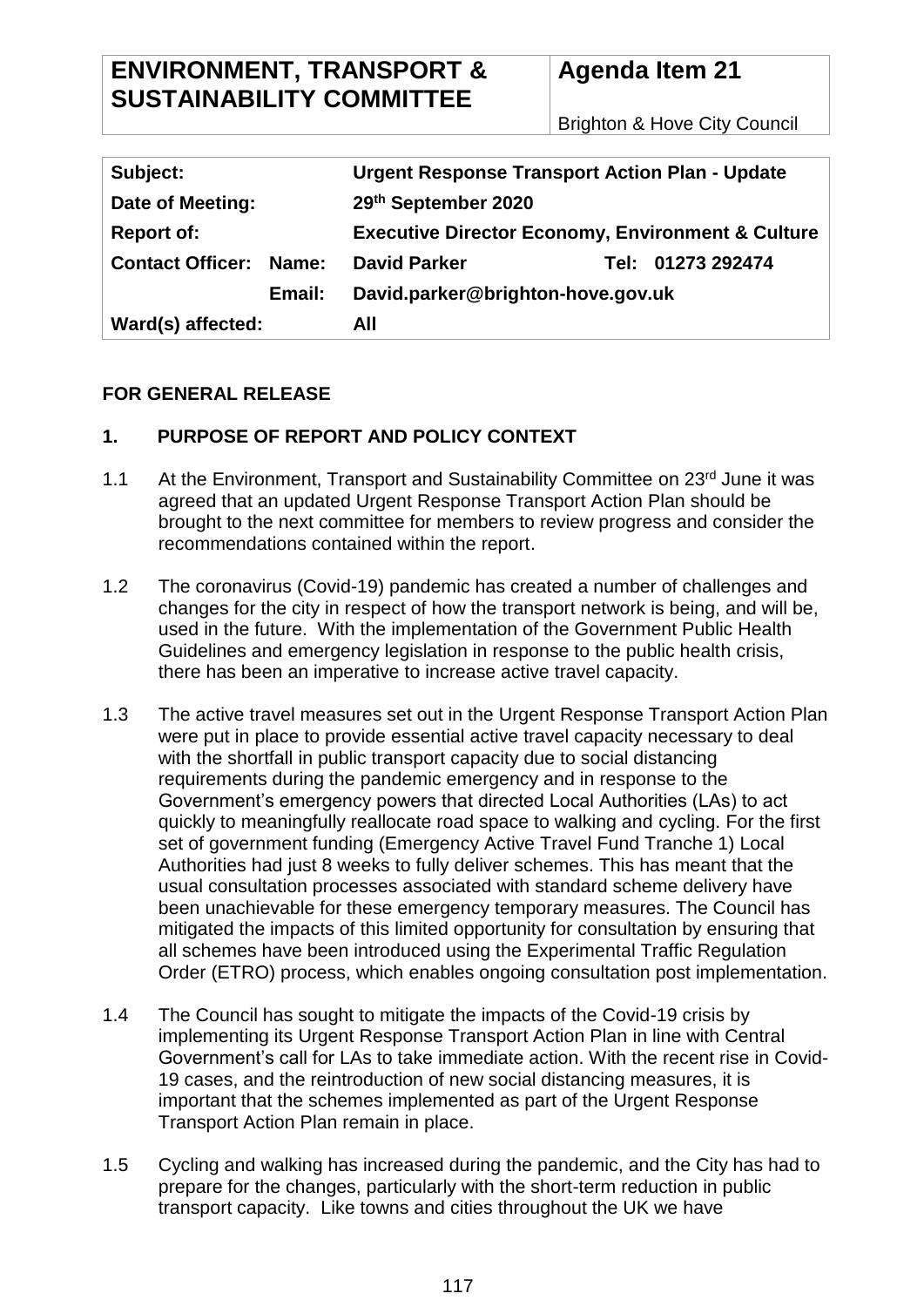| ENVIRONMENT, TRANSPORT & SUSTAINABILITY COMMITTEE | Agenda Item 21 |
|---|---|
| | Brighton & Hove City Council |

| Subject: | Urgent Response Transport Action Plan - Update | |
|---|---|---|
| Date of Meeting: | 29th September 2020 | |
| Report of: | Executive Director Economy, Environment & Culture | |
| Contact Officer: Name: | David Parker | Tel: 01273 292474 |
| Email: | David.parker@brighton-hove.gov.uk | |
| Ward(s) affected: | All | |

**FOR GENERAL RELEASE**

## 1. PURPOSE OF REPORT AND POLICY CONTEXT

1.1 At the Environment, Transport and Sustainability Committee on 23rd June it was agreed that an updated Urgent Response Transport Action Plan should be brought to the next committee for members to review progress and consider the recommendations contained within the report.

1.2 The coronavirus (Covid-19) pandemic has created a number of challenges and changes for the city in respect of how the transport network is being, and will be, used in the future. With the implementation of the Government Public Health Guidelines and emergency legislation in response to the public health crisis, there has been an imperative to increase active travel capacity.

1.3 The active travel measures set out in the Urgent Response Transport Action Plan were put in place to provide essential active travel capacity necessary to deal with the shortfall in public transport capacity due to social distancing requirements during the pandemic emergency and in response to the Government's emergency powers that directed Local Authorities (LAs) to act quickly to meaningfully reallocate road space to walking and cycling. For the first set of government funding (Emergency Active Travel Fund Tranche 1) Local Authorities had just 8 weeks to fully deliver schemes. This has meant that the usual consultation processes associated with standard scheme delivery have been unachievable for these emergency temporary measures. The Council has mitigated the impacts of this limited opportunity for consultation by ensuring that all schemes have been introduced using the Experimental Traffic Regulation Order (ETRO) process, which enables ongoing consultation post implementation.

1.4 The Council has sought to mitigate the impacts of the Covid-19 crisis by implementing its Urgent Response Transport Action Plan in line with Central Government's call for LAs to take immediate action. With the recent rise in Covid-19 cases, and the reintroduction of new social distancing measures, it is important that the schemes implemented as part of the Urgent Response Transport Action Plan remain in place.

1.5 Cycling and walking has increased during the pandemic, and the City has had to prepare for the changes, particularly with the short-term reduction in public transport capacity. Like towns and cities throughout the UK we have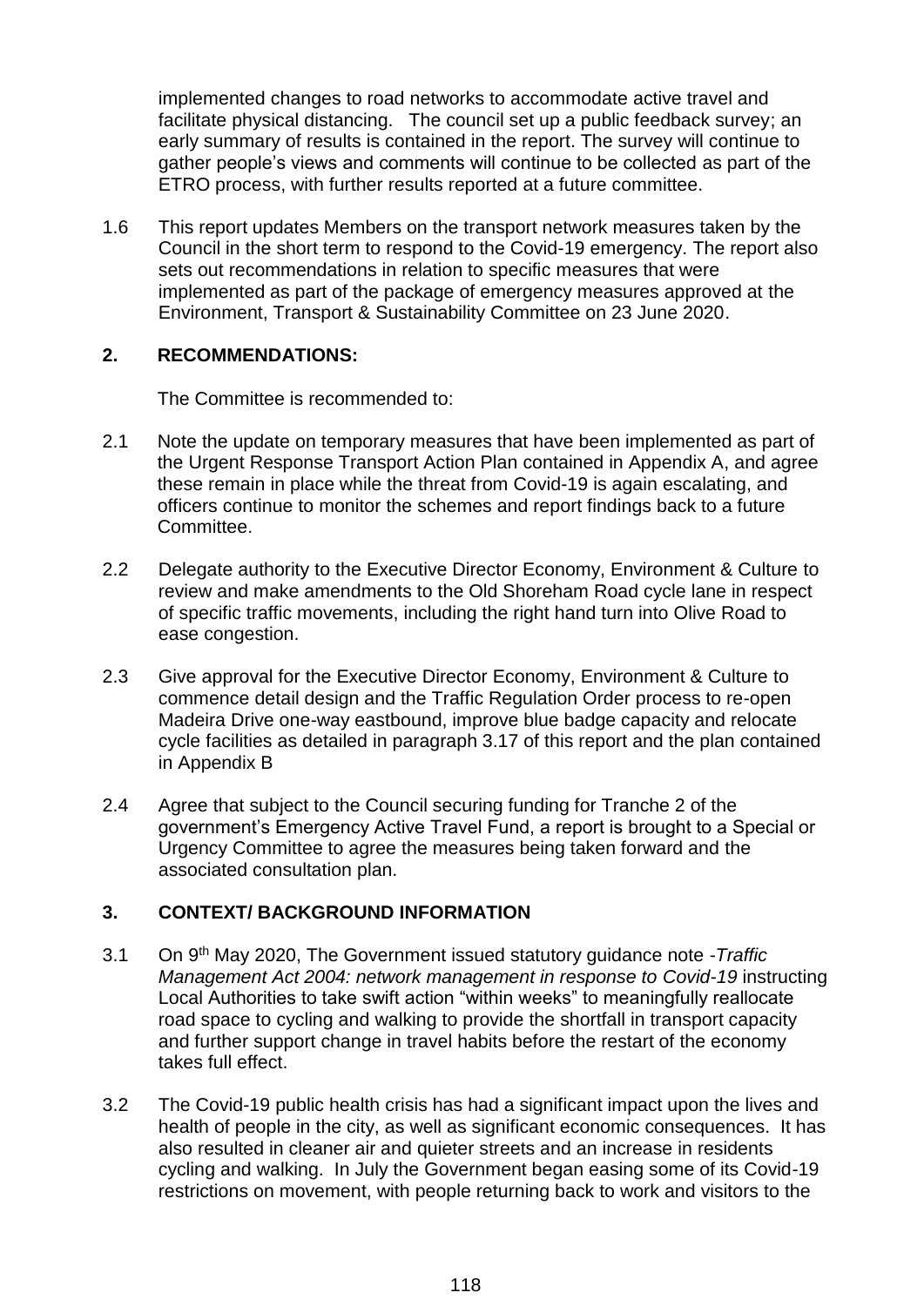implemented changes to road networks to accommodate active travel and facilitate physical distancing. The council set up a public feedback survey; an early summary of results is contained in the report. The survey will continue to gather people's views and comments will continue to be collected as part of the ETRO process, with further results reported at a future committee.

1.6 This report updates Members on the transport network measures taken by the Council in the short term to respond to the Covid-19 emergency. The report also sets out recommendations in relation to specific measures that were implemented as part of the package of emergency measures approved at the Environment, Transport & Sustainability Committee on 23 June 2020.

## 2. RECOMMENDATIONS:

The Committee is recommended to:

2.1 Note the update on temporary measures that have been implemented as part of the Urgent Response Transport Action Plan contained in Appendix A, and agree these remain in place while the threat from Covid-19 is again escalating, and officers continue to monitor the schemes and report findings back to a future Committee.

2.2 Delegate authority to the Executive Director Economy, Environment & Culture to review and make amendments to the Old Shoreham Road cycle lane in respect of specific traffic movements, including the right hand turn into Olive Road to ease congestion.

2.3 Give approval for the Executive Director Economy, Environment & Culture to commence detail design and the Traffic Regulation Order process to re-open Madeira Drive one-way eastbound, improve blue badge capacity and relocate cycle facilities as detailed in paragraph 3.17 of this report and the plan contained in Appendix B

2.4 Agree that subject to the Council securing funding for Tranche 2 of the government's Emergency Active Travel Fund, a report is brought to a Special or Urgency Committee to agree the measures being taken forward and the associated consultation plan.

## 3. CONTEXT/ BACKGROUND INFORMATION

3.1 On 9th May 2020, The Government issued statutory guidance note -*Traffic Management Act 2004: network management in response to Covid-19* instructing Local Authorities to take swift action "within weeks" to meaningfully reallocate road space to cycling and walking to provide the shortfall in transport capacity and further support change in travel habits before the restart of the economy takes full effect.

3.2 The Covid-19 public health crisis has had a significant impact upon the lives and health of people in the city, as well as significant economic consequences. It has also resulted in cleaner air and quieter streets and an increase in residents cycling and walking. In July the Government began easing some of its Covid-19 restrictions on movement, with people returning back to work and visitors to the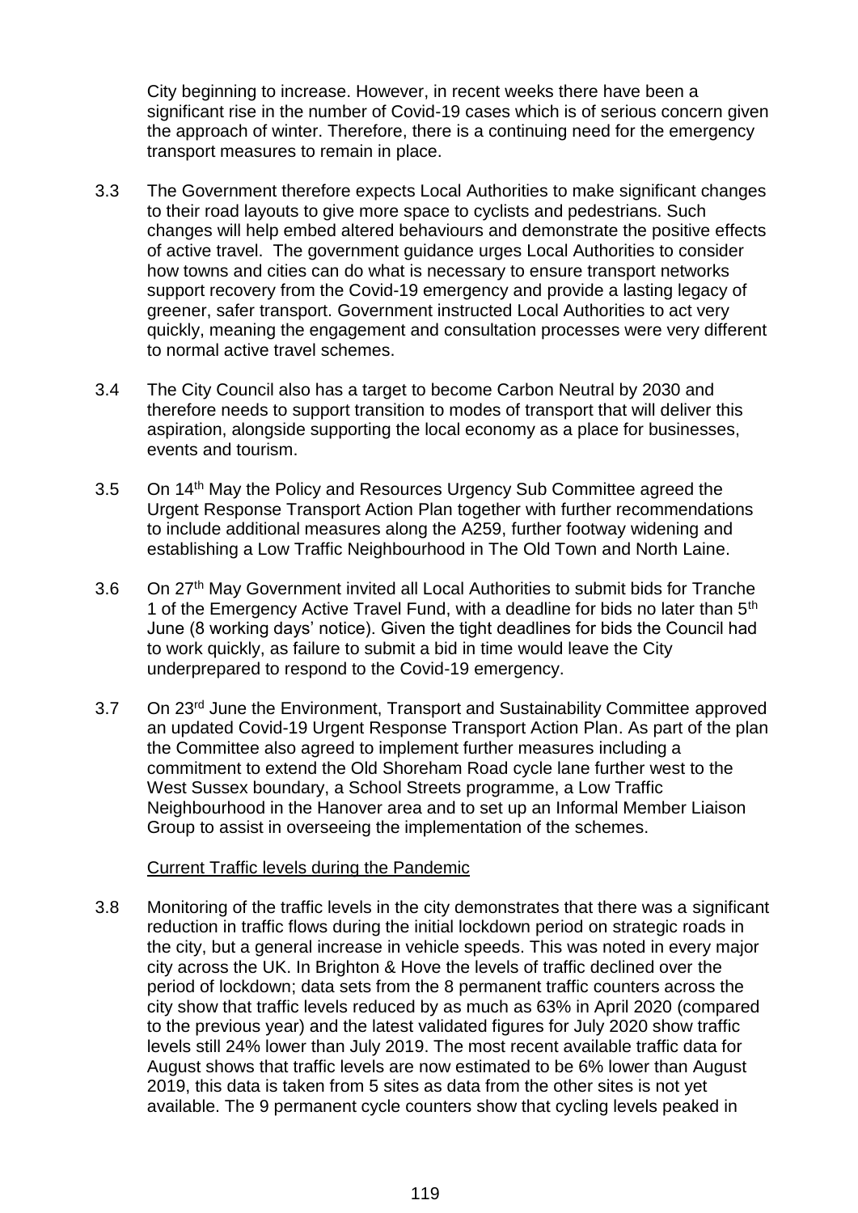City beginning to increase. However, in recent weeks there have been a significant rise in the number of Covid-19 cases which is of serious concern given the approach of winter. Therefore, there is a continuing need for the emergency transport measures to remain in place.

3.3 The Government therefore expects Local Authorities to make significant changes to their road layouts to give more space to cyclists and pedestrians. Such changes will help embed altered behaviours and demonstrate the positive effects of active travel. The government guidance urges Local Authorities to consider how towns and cities can do what is necessary to ensure transport networks support recovery from the Covid-19 emergency and provide a lasting legacy of greener, safer transport. Government instructed Local Authorities to act very quickly, meaning the engagement and consultation processes were very different to normal active travel schemes.

3.4 The City Council also has a target to become Carbon Neutral by 2030 and therefore needs to support transition to modes of transport that will deliver this aspiration, alongside supporting the local economy as a place for businesses, events and tourism.

3.5 On 14th May the Policy and Resources Urgency Sub Committee agreed the Urgent Response Transport Action Plan together with further recommendations to include additional measures along the A259, further footway widening and establishing a Low Traffic Neighbourhood in The Old Town and North Laine.

3.6 On 27th May Government invited all Local Authorities to submit bids for Tranche 1 of the Emergency Active Travel Fund, with a deadline for bids no later than 5th June (8 working days' notice). Given the tight deadlines for bids the Council had to work quickly, as failure to submit a bid in time would leave the City underprepared to respond to the Covid-19 emergency.

3.7 On 23rd June the Environment, Transport and Sustainability Committee approved an updated Covid-19 Urgent Response Transport Action Plan. As part of the plan the Committee also agreed to implement further measures including a commitment to extend the Old Shoreham Road cycle lane further west to the West Sussex boundary, a School Streets programme, a Low Traffic Neighbourhood in the Hanover area and to set up an Informal Member Liaison Group to assist in overseeing the implementation of the schemes.

Current Traffic levels during the Pandemic

3.8 Monitoring of the traffic levels in the city demonstrates that there was a significant reduction in traffic flows during the initial lockdown period on strategic roads in the city, but a general increase in vehicle speeds. This was noted in every major city across the UK. In Brighton & Hove the levels of traffic declined over the period of lockdown; data sets from the 8 permanent traffic counters across the city show that traffic levels reduced by as much as 63% in April 2020 (compared to the previous year) and the latest validated figures for July 2020 show traffic levels still 24% lower than July 2019. The most recent available traffic data for August shows that traffic levels are now estimated to be 6% lower than August 2019, this data is taken from 5 sites as data from the other sites is not yet available. The 9 permanent cycle counters show that cycling levels peaked in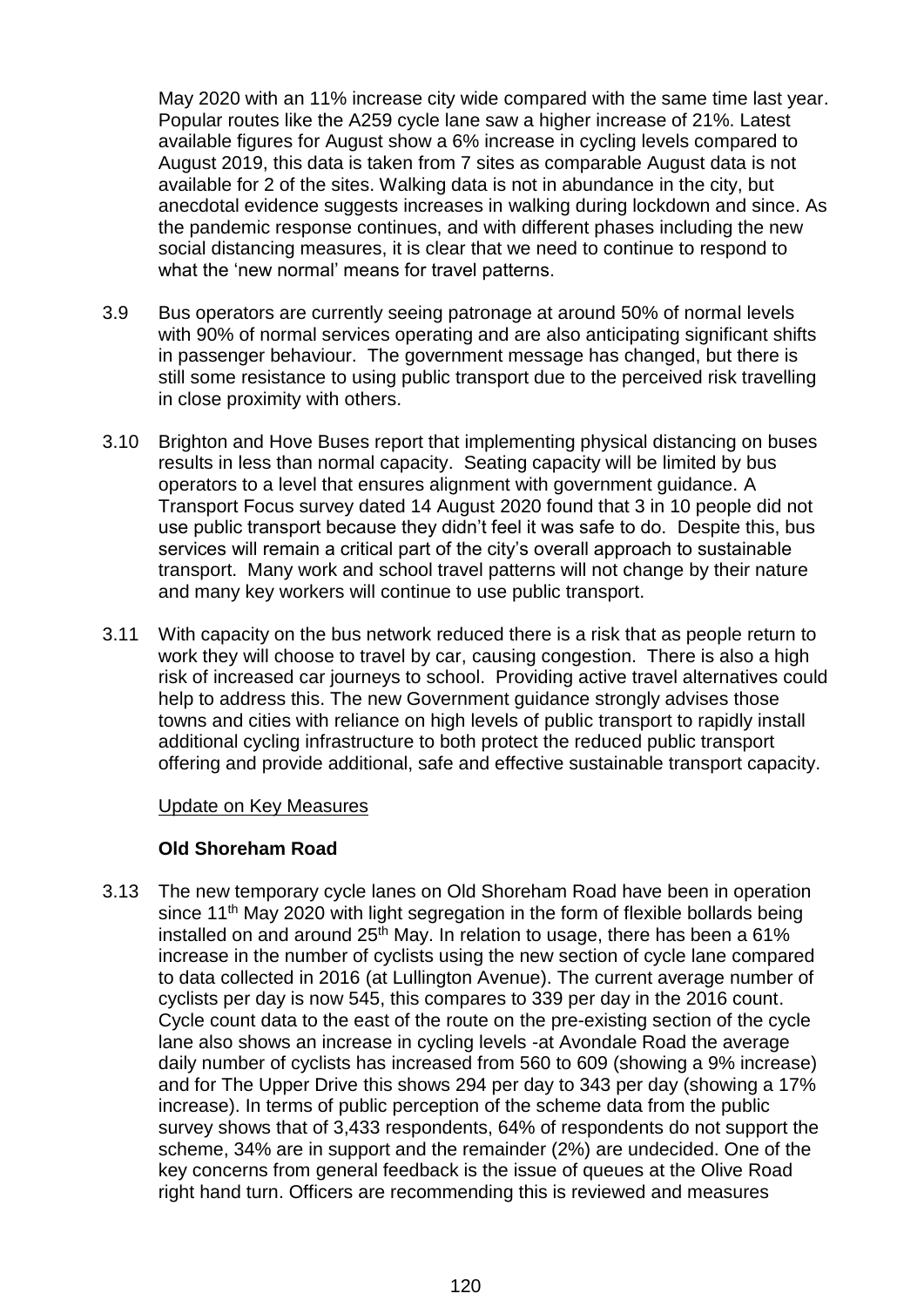May 2020 with an 11% increase city wide compared with the same time last year. Popular routes like the A259 cycle lane saw a higher increase of 21%. Latest available figures for August show a 6% increase in cycling levels compared to August 2019, this data is taken from 7 sites as comparable August data is not available for 2 of the sites. Walking data is not in abundance in the city, but anecdotal evidence suggests increases in walking during lockdown and since. As the pandemic response continues, and with different phases including the new social distancing measures, it is clear that we need to continue to respond to what the 'new normal' means for travel patterns.

3.9 Bus operators are currently seeing patronage at around 50% of normal levels with 90% of normal services operating and are also anticipating significant shifts in passenger behaviour. The government message has changed, but there is still some resistance to using public transport due to the perceived risk travelling in close proximity with others.

3.10 Brighton and Hove Buses report that implementing physical distancing on buses results in less than normal capacity. Seating capacity will be limited by bus operators to a level that ensures alignment with government guidance. A Transport Focus survey dated 14 August 2020 found that 3 in 10 people did not use public transport because they didn't feel it was safe to do. Despite this, bus services will remain a critical part of the city's overall approach to sustainable transport. Many work and school travel patterns will not change by their nature and many key workers will continue to use public transport.

3.11 With capacity on the bus network reduced there is a risk that as people return to work they will choose to travel by car, causing congestion. There is also a high risk of increased car journeys to school. Providing active travel alternatives could help to address this. The new Government guidance strongly advises those towns and cities with reliance on high levels of public transport to rapidly install additional cycling infrastructure to both protect the reduced public transport offering and provide additional, safe and effective sustainable transport capacity.

Update on Key Measures

**Old Shoreham Road**

3.13 The new temporary cycle lanes on Old Shoreham Road have been in operation since 11th May 2020 with light segregation in the form of flexible bollards being installed on and around 25th May. In relation to usage, there has been a 61% increase in the number of cyclists using the new section of cycle lane compared to data collected in 2016 (at Lullington Avenue). The current average number of cyclists per day is now 545, this compares to 339 per day in the 2016 count. Cycle count data to the east of the route on the pre-existing section of the cycle lane also shows an increase in cycling levels -at Avondale Road the average daily number of cyclists has increased from 560 to 609 (showing a 9% increase) and for The Upper Drive this shows 294 per day to 343 per day (showing a 17% increase). In terms of public perception of the scheme data from the public survey shows that of 3,433 respondents, 64% of respondents do not support the scheme, 34% are in support and the remainder (2%) are undecided. One of the key concerns from general feedback is the issue of queues at the Olive Road right hand turn. Officers are recommending this is reviewed and measures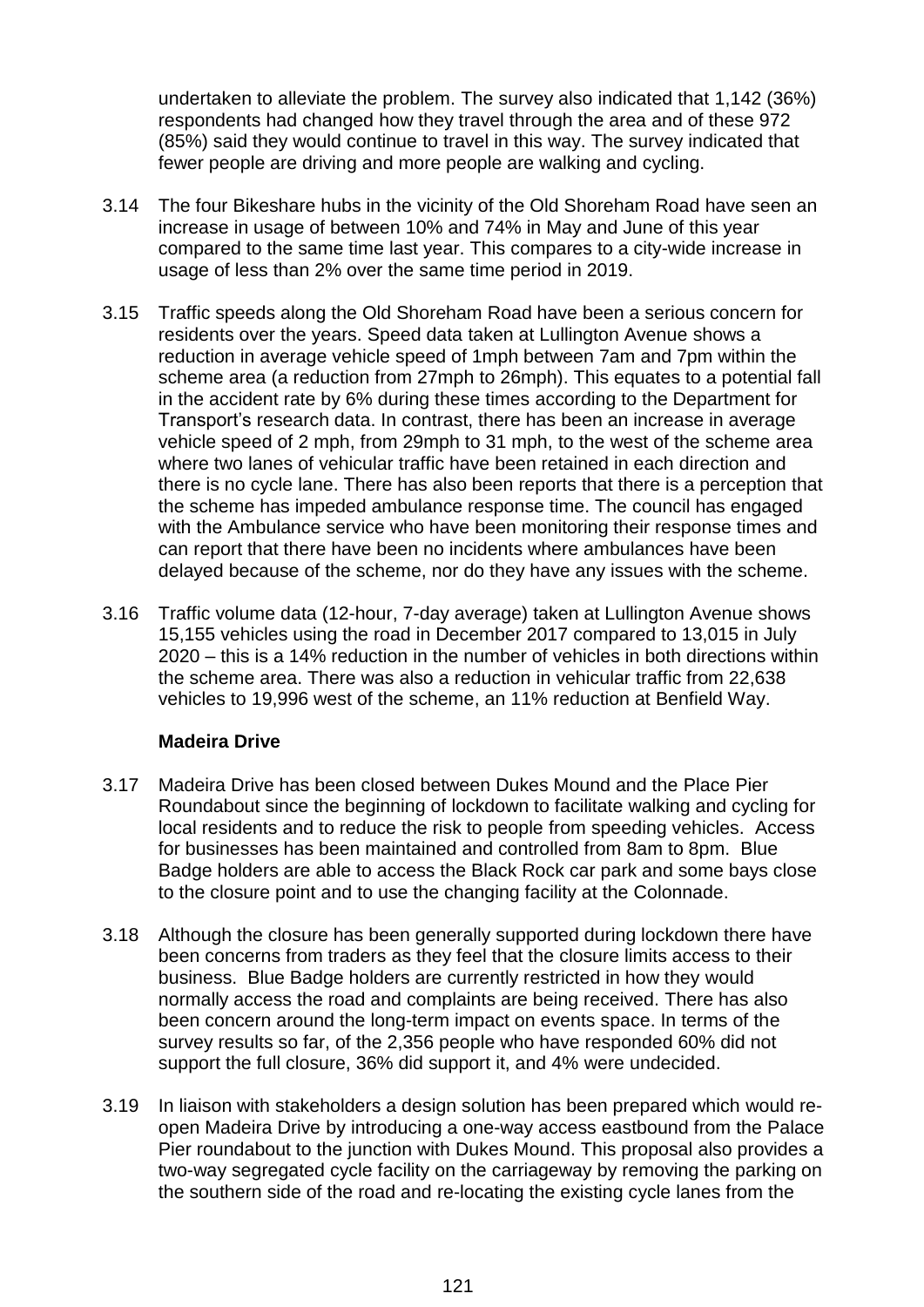undertaken to alleviate the problem. The survey also indicated that 1,142 (36%) respondents had changed how they travel through the area and of these 972 (85%) said they would continue to travel in this way. The survey indicated that fewer people are driving and more people are walking and cycling.

3.14 The four Bikeshare hubs in the vicinity of the Old Shoreham Road have seen an increase in usage of between 10% and 74% in May and June of this year compared to the same time last year. This compares to a city-wide increase in usage of less than 2% over the same time period in 2019.

3.15 Traffic speeds along the Old Shoreham Road have been a serious concern for residents over the years. Speed data taken at Lullington Avenue shows a reduction in average vehicle speed of 1mph between 7am and 7pm within the scheme area (a reduction from 27mph to 26mph). This equates to a potential fall in the accident rate by 6% during these times according to the Department for Transport's research data. In contrast, there has been an increase in average vehicle speed of 2 mph, from 29mph to 31 mph, to the west of the scheme area where two lanes of vehicular traffic have been retained in each direction and there is no cycle lane. There has also been reports that there is a perception that the scheme has impeded ambulance response time. The council has engaged with the Ambulance service who have been monitoring their response times and can report that there have been no incidents where ambulances have been delayed because of the scheme, nor do they have any issues with the scheme.

3.16 Traffic volume data (12-hour, 7-day average) taken at Lullington Avenue shows 15,155 vehicles using the road in December 2017 compared to 13,015 in July 2020 – this is a 14% reduction in the number of vehicles in both directions within the scheme area. There was also a reduction in vehicular traffic from 22,638 vehicles to 19,996 west of the scheme, an 11% reduction at Benfield Way.

**Madeira Drive**

3.17 Madeira Drive has been closed between Dukes Mound and the Place Pier Roundabout since the beginning of lockdown to facilitate walking and cycling for local residents and to reduce the risk to people from speeding vehicles. Access for businesses has been maintained and controlled from 8am to 8pm. Blue Badge holders are able to access the Black Rock car park and some bays close to the closure point and to use the changing facility at the Colonnade.

3.18 Although the closure has been generally supported during lockdown there have been concerns from traders as they feel that the closure limits access to their business. Blue Badge holders are currently restricted in how they would normally access the road and complaints are being received. There has also been concern around the long-term impact on events space. In terms of the survey results so far, of the 2,356 people who have responded 60% did not support the full closure, 36% did support it, and 4% were undecided.

3.19 In liaison with stakeholders a design solution has been prepared which would re-open Madeira Drive by introducing a one-way access eastbound from the Palace Pier roundabout to the junction with Dukes Mound. This proposal also provides a two-way segregated cycle facility on the carriageway by removing the parking on the southern side of the road and re-locating the existing cycle lanes from the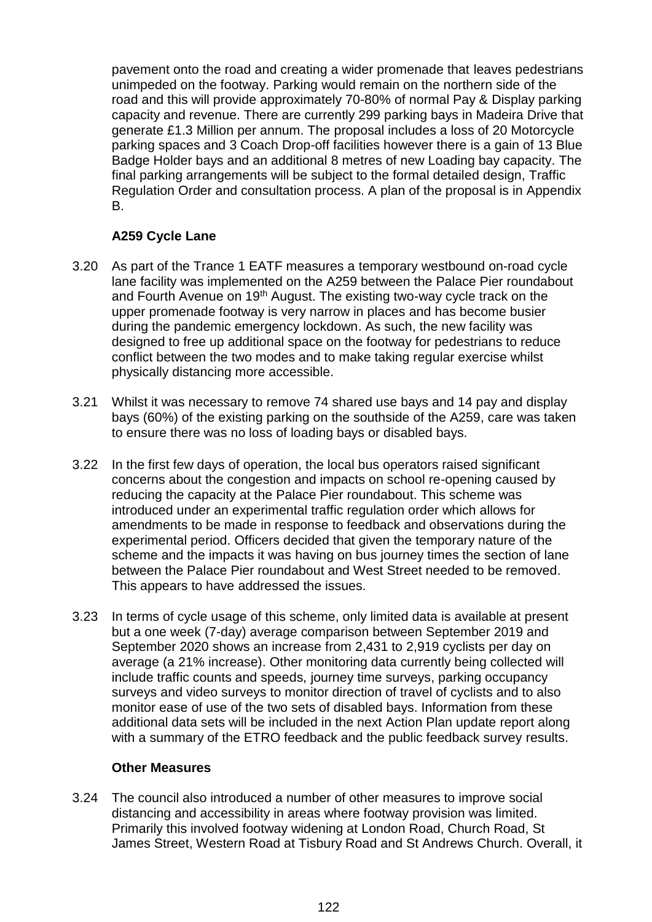pavement onto the road and creating a wider promenade that leaves pedestrians unimpeded on the footway. Parking would remain on the northern side of the road and this will provide approximately 70-80% of normal Pay & Display parking capacity and revenue. There are currently 299 parking bays in Madeira Drive that generate £1.3 Million per annum. The proposal includes a loss of 20 Motorcycle parking spaces and 3 Coach Drop-off facilities however there is a gain of 13 Blue Badge Holder bays and an additional 8 metres of new Loading bay capacity. The final parking arrangements will be subject to the formal detailed design, Traffic Regulation Order and consultation process. A plan of the proposal is in Appendix B.

**A259 Cycle Lane**

3.20 As part of the Trance 1 EATF measures a temporary westbound on-road cycle lane facility was implemented on the A259 between the Palace Pier roundabout and Fourth Avenue on 19th August. The existing two-way cycle track on the upper promenade footway is very narrow in places and has become busier during the pandemic emergency lockdown. As such, the new facility was designed to free up additional space on the footway for pedestrians to reduce conflict between the two modes and to make taking regular exercise whilst physically distancing more accessible.

3.21 Whilst it was necessary to remove 74 shared use bays and 14 pay and display bays (60%) of the existing parking on the southside of the A259, care was taken to ensure there was no loss of loading bays or disabled bays.

3.22 In the first few days of operation, the local bus operators raised significant concerns about the congestion and impacts on school re-opening caused by reducing the capacity at the Palace Pier roundabout. This scheme was introduced under an experimental traffic regulation order which allows for amendments to be made in response to feedback and observations during the experimental period. Officers decided that given the temporary nature of the scheme and the impacts it was having on bus journey times the section of lane between the Palace Pier roundabout and West Street needed to be removed. This appears to have addressed the issues.

3.23 In terms of cycle usage of this scheme, only limited data is available at present but a one week (7-day) average comparison between September 2019 and September 2020 shows an increase from 2,431 to 2,919 cyclists per day on average (a 21% increase). Other monitoring data currently being collected will include traffic counts and speeds, journey time surveys, parking occupancy surveys and video surveys to monitor direction of travel of cyclists and to also monitor ease of use of the two sets of disabled bays. Information from these additional data sets will be included in the next Action Plan update report along with a summary of the ETRO feedback and the public feedback survey results.

**Other Measures**

3.24 The council also introduced a number of other measures to improve social distancing and accessibility in areas where footway provision was limited. Primarily this involved footway widening at London Road, Church Road, St James Street, Western Road at Tisbury Road and St Andrews Church. Overall, it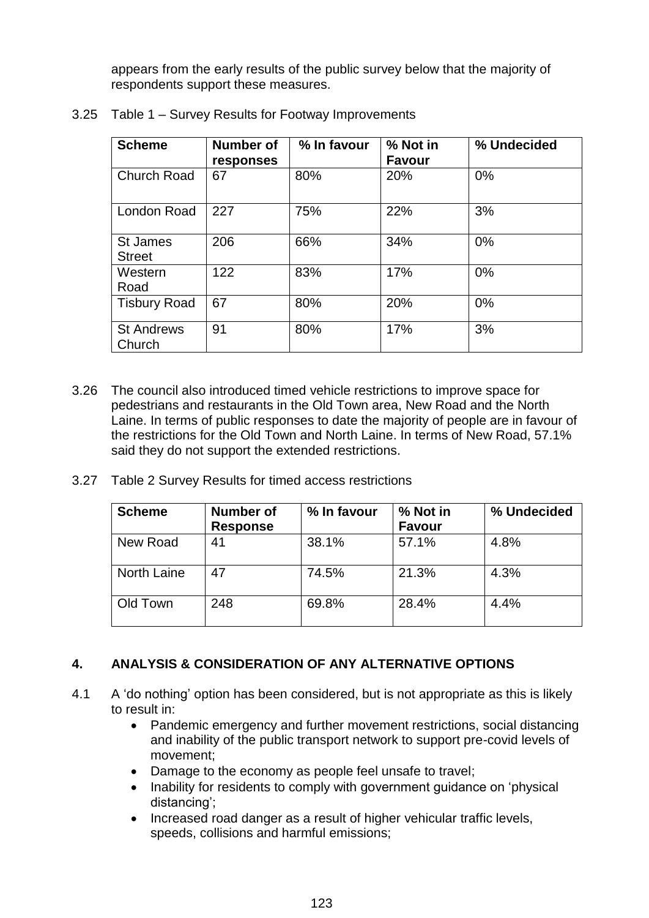appears from the early results of the public survey below that the majority of respondents support these measures.

3.25 Table 1 – Survey Results for Footway Improvements

| Scheme | Number of responses | % In favour | % Not in Favour | % Undecided |
|---|---|---|---|---|
| Church Road | 67 | 80% | 20% | 0% |
| London Road | 227 | 75% | 22% | 3% |
| St James Street | 206 | 66% | 34% | 0% |
| Western Road | 122 | 83% | 17% | 0% |
| Tisbury Road | 67 | 80% | 20% | 0% |
| St Andrews Church | 91 | 80% | 17% | 3% |

3.26 The council also introduced timed vehicle restrictions to improve space for pedestrians and restaurants in the Old Town area, New Road and the North Laine. In terms of public responses to date the majority of people are in favour of the restrictions for the Old Town and North Laine. In terms of New Road, 57.1% said they do not support the extended restrictions.

3.27 Table 2 Survey Results for timed access restrictions

| Scheme | Number of Response | % In favour | % Not in Favour | % Undecided |
|---|---|---|---|---|
| New Road | 41 | 38.1% | 57.1% | 4.8% |
| North Laine | 47 | 74.5% | 21.3% | 4.3% |
| Old Town | 248 | 69.8% | 28.4% | 4.4% |

## 4. ANALYSIS & CONSIDERATION OF ANY ALTERNATIVE OPTIONS

4.1 A 'do nothing' option has been considered, but is not appropriate as this is likely to result in:

- Pandemic emergency and further movement restrictions, social distancing and inability of the public transport network to support pre-covid levels of movement;
- Damage to the economy as people feel unsafe to travel;
- Inability for residents to comply with government guidance on 'physical distancing';
- Increased road danger as a result of higher vehicular traffic levels, speeds, collisions and harmful emissions;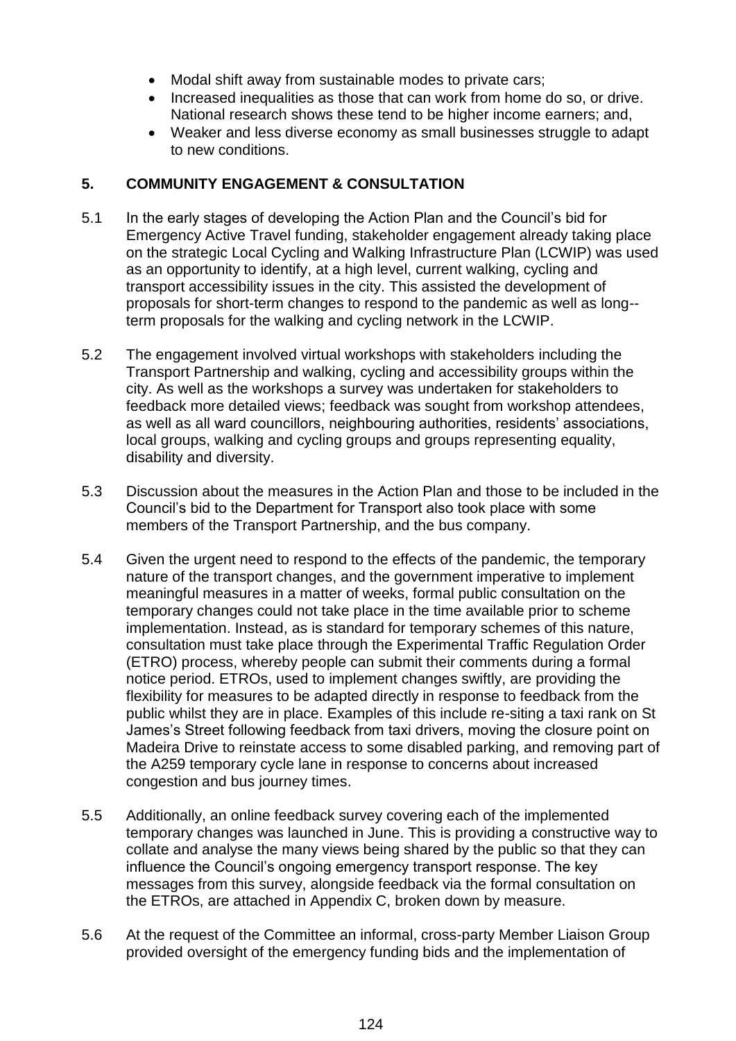- Modal shift away from sustainable modes to private cars;
- Increased inequalities as those that can work from home do so, or drive. National research shows these tend to be higher income earners; and,
- Weaker and less diverse economy as small businesses struggle to adapt to new conditions.

## 5. COMMUNITY ENGAGEMENT & CONSULTATION

5.1 In the early stages of developing the Action Plan and the Council's bid for Emergency Active Travel funding, stakeholder engagement already taking place on the strategic Local Cycling and Walking Infrastructure Plan (LCWIP) was used as an opportunity to identify, at a high level, current walking, cycling and transport accessibility issues in the city. This assisted the development of proposals for short-term changes to respond to the pandemic as well as long--term proposals for the walking and cycling network in the LCWIP.

5.2 The engagement involved virtual workshops with stakeholders including the Transport Partnership and walking, cycling and accessibility groups within the city. As well as the workshops a survey was undertaken for stakeholders to feedback more detailed views; feedback was sought from workshop attendees, as well as all ward councillors, neighbouring authorities, residents' associations, local groups, walking and cycling groups and groups representing equality, disability and diversity.

5.3 Discussion about the measures in the Action Plan and those to be included in the Council's bid to the Department for Transport also took place with some members of the Transport Partnership, and the bus company.

5.4 Given the urgent need to respond to the effects of the pandemic, the temporary nature of the transport changes, and the government imperative to implement meaningful measures in a matter of weeks, formal public consultation on the temporary changes could not take place in the time available prior to scheme implementation. Instead, as is standard for temporary schemes of this nature, consultation must take place through the Experimental Traffic Regulation Order (ETRO) process, whereby people can submit their comments during a formal notice period. ETROs, used to implement changes swiftly, are providing the flexibility for measures to be adapted directly in response to feedback from the public whilst they are in place. Examples of this include re-siting a taxi rank on St James's Street following feedback from taxi drivers, moving the closure point on Madeira Drive to reinstate access to some disabled parking, and removing part of the A259 temporary cycle lane in response to concerns about increased congestion and bus journey times.

5.5 Additionally, an online feedback survey covering each of the implemented temporary changes was launched in June. This is providing a constructive way to collate and analyse the many views being shared by the public so that they can influence the Council's ongoing emergency transport response. The key messages from this survey, alongside feedback via the formal consultation on the ETROs, are attached in Appendix C, broken down by measure.

5.6 At the request of the Committee an informal, cross-party Member Liaison Group provided oversight of the emergency funding bids and the implementation of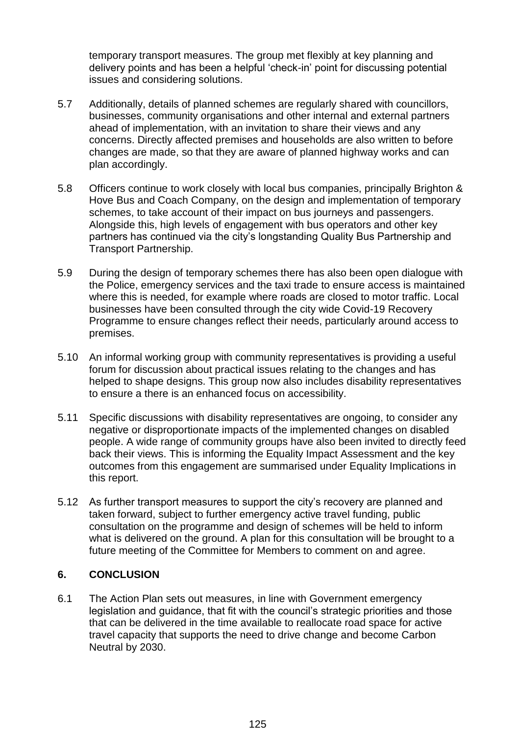temporary transport measures. The group met flexibly at key planning and delivery points and has been a helpful 'check-in' point for discussing potential issues and considering solutions.

5.7 Additionally, details of planned schemes are regularly shared with councillors, businesses, community organisations and other internal and external partners ahead of implementation, with an invitation to share their views and any concerns. Directly affected premises and households are also written to before changes are made, so that they are aware of planned highway works and can plan accordingly.

5.8 Officers continue to work closely with local bus companies, principally Brighton & Hove Bus and Coach Company, on the design and implementation of temporary schemes, to take account of their impact on bus journeys and passengers. Alongside this, high levels of engagement with bus operators and other key partners has continued via the city's longstanding Quality Bus Partnership and Transport Partnership.

5.9 During the design of temporary schemes there has also been open dialogue with the Police, emergency services and the taxi trade to ensure access is maintained where this is needed, for example where roads are closed to motor traffic. Local businesses have been consulted through the city wide Covid-19 Recovery Programme to ensure changes reflect their needs, particularly around access to premises.

5.10 An informal working group with community representatives is providing a useful forum for discussion about practical issues relating to the changes and has helped to shape designs. This group now also includes disability representatives to ensure a there is an enhanced focus on accessibility.

5.11 Specific discussions with disability representatives are ongoing, to consider any negative or disproportionate impacts of the implemented changes on disabled people. A wide range of community groups have also been invited to directly feed back their views. This is informing the Equality Impact Assessment and the key outcomes from this engagement are summarised under Equality Implications in this report.

5.12 As further transport measures to support the city's recovery are planned and taken forward, subject to further emergency active travel funding, public consultation on the programme and design of schemes will be held to inform what is delivered on the ground. A plan for this consultation will be brought to a future meeting of the Committee for Members to comment on and agree.

## 6. CONCLUSION

6.1 The Action Plan sets out measures, in line with Government emergency legislation and guidance, that fit with the council's strategic priorities and those that can be delivered in the time available to reallocate road space for active travel capacity that supports the need to drive change and become Carbon Neutral by 2030.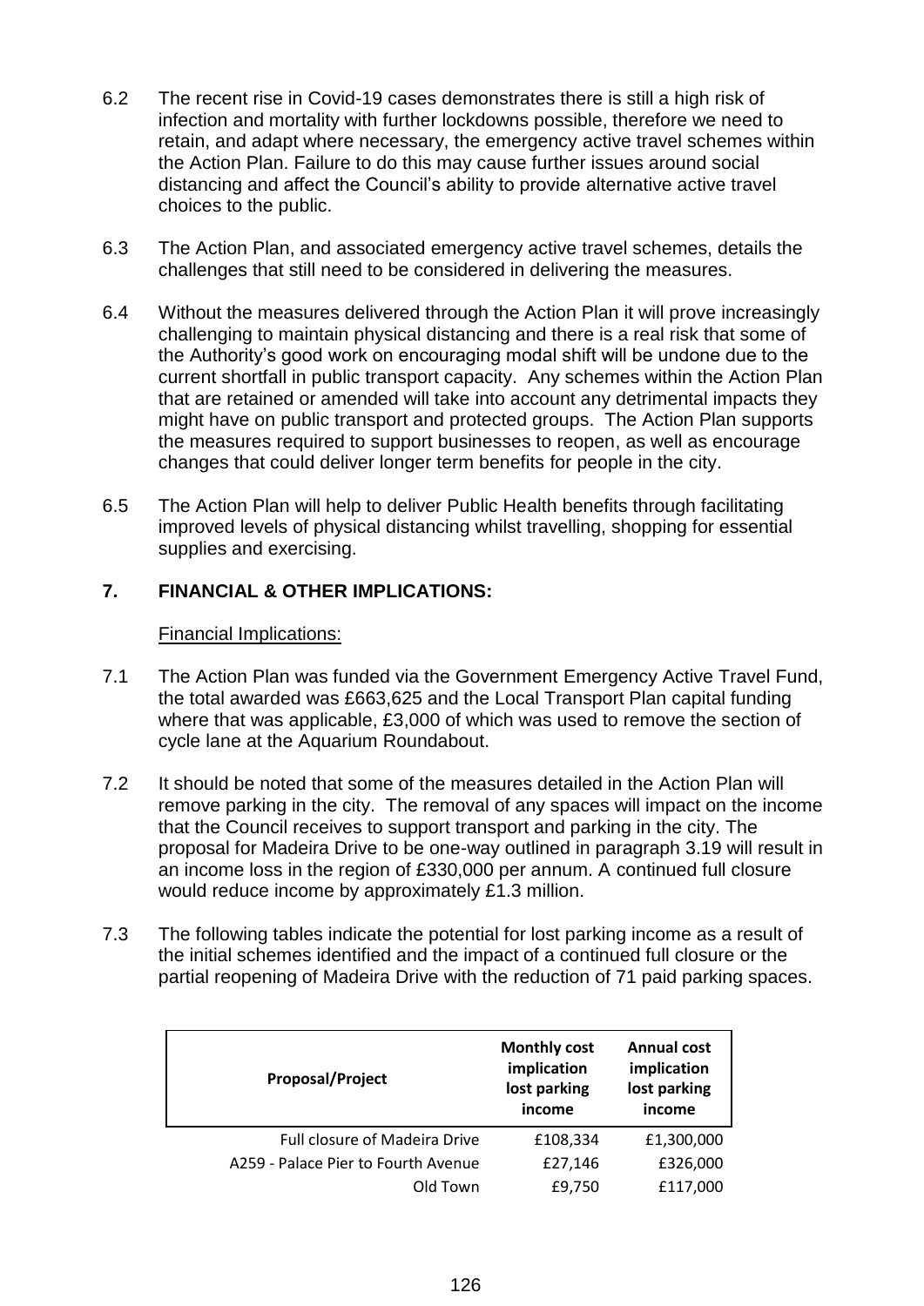6.2 The recent rise in Covid-19 cases demonstrates there is still a high risk of infection and mortality with further lockdowns possible, therefore we need to retain, and adapt where necessary, the emergency active travel schemes within the Action Plan. Failure to do this may cause further issues around social distancing and affect the Council's ability to provide alternative active travel choices to the public.

6.3 The Action Plan, and associated emergency active travel schemes, details the challenges that still need to be considered in delivering the measures.

6.4 Without the measures delivered through the Action Plan it will prove increasingly challenging to maintain physical distancing and there is a real risk that some of the Authority's good work on encouraging modal shift will be undone due to the current shortfall in public transport capacity. Any schemes within the Action Plan that are retained or amended will take into account any detrimental impacts they might have on public transport and protected groups. The Action Plan supports the measures required to support businesses to reopen, as well as encourage changes that could deliver longer term benefits for people in the city.

6.5 The Action Plan will help to deliver Public Health benefits through facilitating improved levels of physical distancing whilst travelling, shopping for essential supplies and exercising.

## 7. FINANCIAL & OTHER IMPLICATIONS:

Financial Implications:

7.1 The Action Plan was funded via the Government Emergency Active Travel Fund, the total awarded was £663,625 and the Local Transport Plan capital funding where that was applicable, £3,000 of which was used to remove the section of cycle lane at the Aquarium Roundabout.

7.2 It should be noted that some of the measures detailed in the Action Plan will remove parking in the city. The removal of any spaces will impact on the income that the Council receives to support transport and parking in the city. The proposal for Madeira Drive to be one-way outlined in paragraph 3.19 will result in an income loss in the region of £330,000 per annum. A continued full closure would reduce income by approximately £1.3 million.

7.3 The following tables indicate the potential for lost parking income as a result of the initial schemes identified and the impact of a continued full closure or the partial reopening of Madeira Drive with the reduction of 71 paid parking spaces.

| Proposal/Project | Monthly cost implication lost parking income | Annual cost implication lost parking income |
|---|---|---|
| Full closure of Madeira Drive | £108,334 | £1,300,000 |
| A259 - Palace Pier to Fourth Avenue | £27,146 | £326,000 |
| Old Town | £9,750 | £117,000 |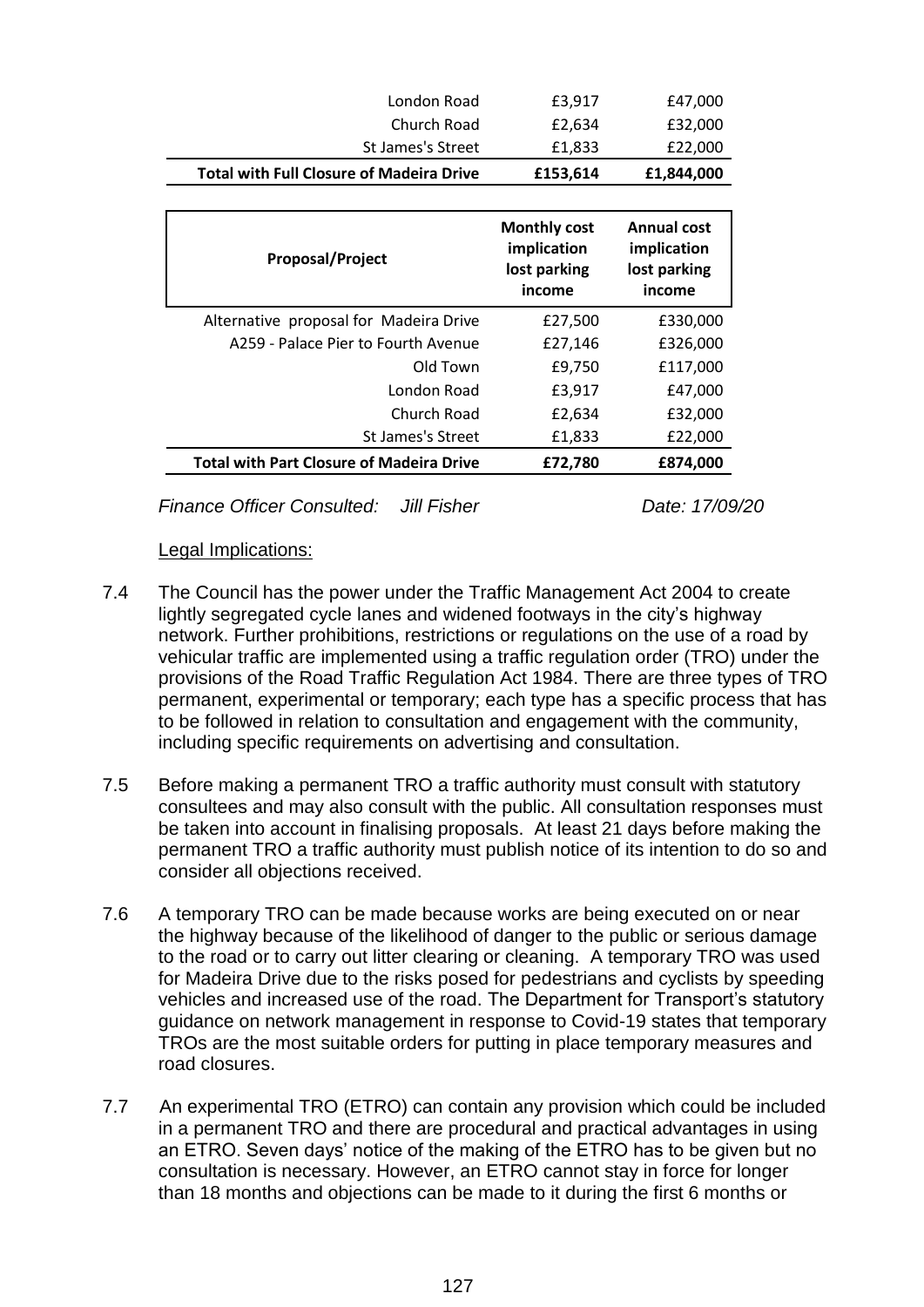| | | |
|---|---|---|
| London Road | £3,917 | £47,000 |
| Church Road | £2,634 | £32,000 |
| St James's Street | £1,833 | £22,000 |
| **Total with Full Closure of Madeira Drive** | **£153,614** | **£1,844,000** |

| Proposal/Project | Monthly cost implication lost parking income | Annual cost implication lost parking income |
|---|---|---|
| Alternative proposal for Madeira Drive | £27,500 | £330,000 |
| A259 - Palace Pier to Fourth Avenue | £27,146 | £326,000 |
| Old Town | £9,750 | £117,000 |
| London Road | £3,917 | £47,000 |
| Church Road | £2,634 | £32,000 |
| St James's Street | £1,833 | £22,000 |
| **Total with Part Closure of Madeira Drive** | **£72,780** | **£874,000** |

*Finance Officer Consulted: Jill Fisher* *Date: 17/09/20*

Legal Implications:

7.4 The Council has the power under the Traffic Management Act 2004 to create lightly segregated cycle lanes and widened footways in the city's highway network. Further prohibitions, restrictions or regulations on the use of a road by vehicular traffic are implemented using a traffic regulation order (TRO) under the provisions of the Road Traffic Regulation Act 1984. There are three types of TRO permanent, experimental or temporary; each type has a specific process that has to be followed in relation to consultation and engagement with the community, including specific requirements on advertising and consultation.

7.5 Before making a permanent TRO a traffic authority must consult with statutory consultees and may also consult with the public. All consultation responses must be taken into account in finalising proposals. At least 21 days before making the permanent TRO a traffic authority must publish notice of its intention to do so and consider all objections received.

7.6 A temporary TRO can be made because works are being executed on or near the highway because of the likelihood of danger to the public or serious damage to the road or to carry out litter clearing or cleaning. A temporary TRO was used for Madeira Drive due to the risks posed for pedestrians and cyclists by speeding vehicles and increased use of the road. The Department for Transport's statutory guidance on network management in response to Covid-19 states that temporary TROs are the most suitable orders for putting in place temporary measures and road closures.

7.7 An experimental TRO (ETRO) can contain any provision which could be included in a permanent TRO and there are procedural and practical advantages in using an ETRO. Seven days' notice of the making of the ETRO has to be given but no consultation is necessary. However, an ETRO cannot stay in force for longer than 18 months and objections can be made to it during the first 6 months or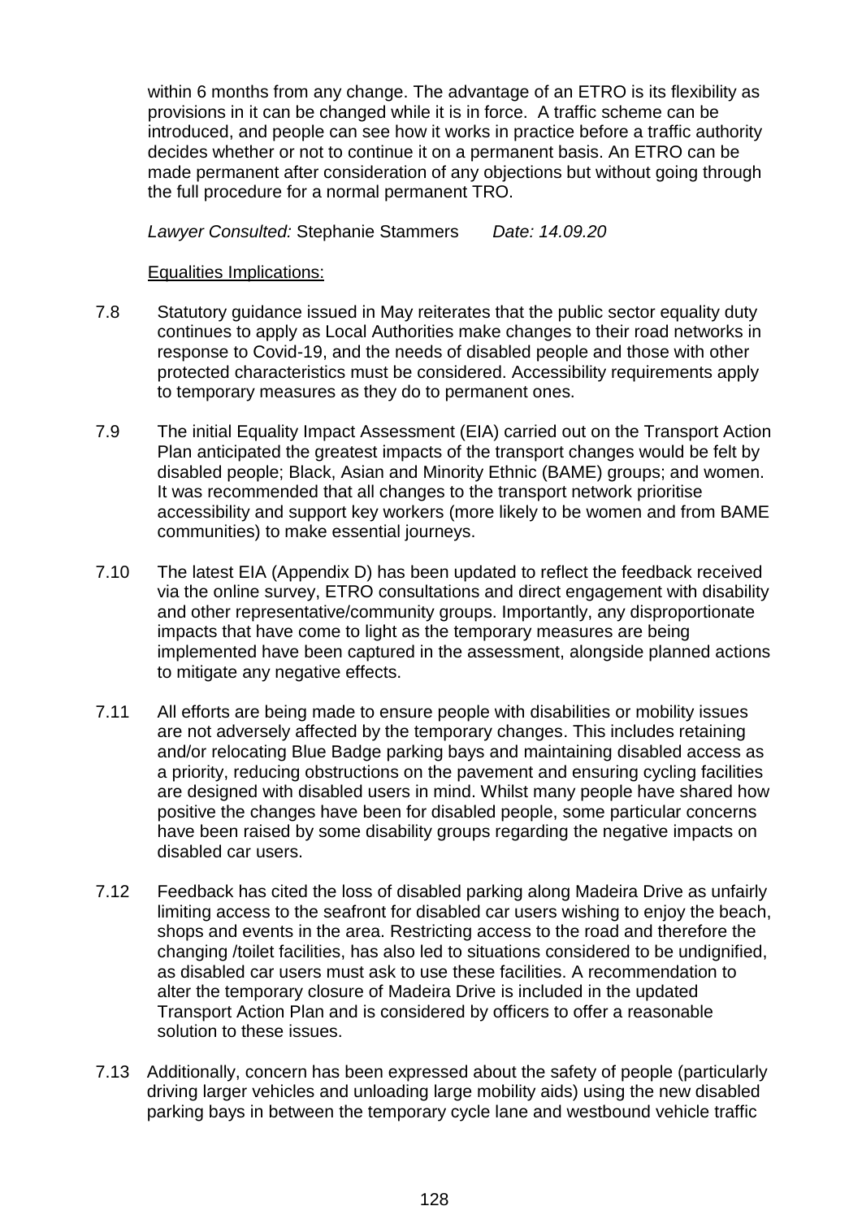within 6 months from any change. The advantage of an ETRO is its flexibility as provisions in it can be changed while it is in force. A traffic scheme can be introduced, and people can see how it works in practice before a traffic authority decides whether or not to continue it on a permanent basis. An ETRO can be made permanent after consideration of any objections but without going through the full procedure for a normal permanent TRO.

*Lawyer Consulted:* Stephanie Stammers *Date: 14.09.20*

Equalities Implications:

7.8 Statutory guidance issued in May reiterates that the public sector equality duty continues to apply as Local Authorities make changes to their road networks in response to Covid-19, and the needs of disabled people and those with other protected characteristics must be considered. Accessibility requirements apply to temporary measures as they do to permanent ones.

7.9 The initial Equality Impact Assessment (EIA) carried out on the Transport Action Plan anticipated the greatest impacts of the transport changes would be felt by disabled people; Black, Asian and Minority Ethnic (BAME) groups; and women. It was recommended that all changes to the transport network prioritise accessibility and support key workers (more likely to be women and from BAME communities) to make essential journeys.

7.10 The latest EIA (Appendix D) has been updated to reflect the feedback received via the online survey, ETRO consultations and direct engagement with disability and other representative/community groups. Importantly, any disproportionate impacts that have come to light as the temporary measures are being implemented have been captured in the assessment, alongside planned actions to mitigate any negative effects.

7.11 All efforts are being made to ensure people with disabilities or mobility issues are not adversely affected by the temporary changes. This includes retaining and/or relocating Blue Badge parking bays and maintaining disabled access as a priority, reducing obstructions on the pavement and ensuring cycling facilities are designed with disabled users in mind. Whilst many people have shared how positive the changes have been for disabled people, some particular concerns have been raised by some disability groups regarding the negative impacts on disabled car users.

7.12 Feedback has cited the loss of disabled parking along Madeira Drive as unfairly limiting access to the seafront for disabled car users wishing to enjoy the beach, shops and events in the area. Restricting access to the road and therefore the changing /toilet facilities, has also led to situations considered to be undignified, as disabled car users must ask to use these facilities. A recommendation to alter the temporary closure of Madeira Drive is included in the updated Transport Action Plan and is considered by officers to offer a reasonable solution to these issues.

7.13 Additionally, concern has been expressed about the safety of people (particularly driving larger vehicles and unloading large mobility aids) using the new disabled parking bays in between the temporary cycle lane and westbound vehicle traffic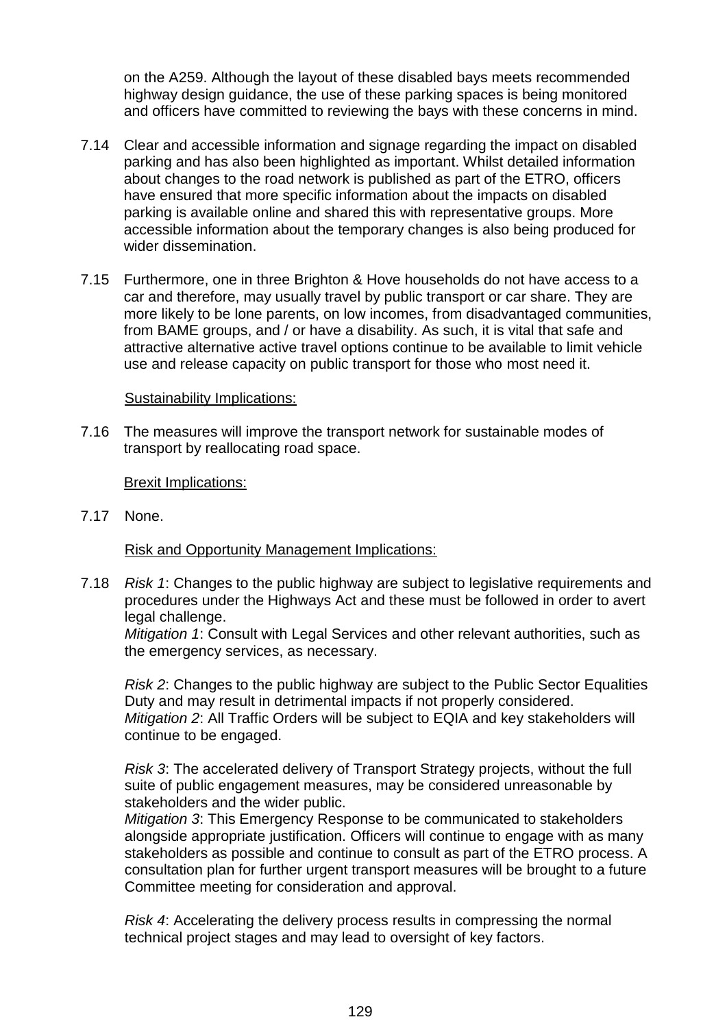on the A259. Although the layout of these disabled bays meets recommended highway design guidance, the use of these parking spaces is being monitored and officers have committed to reviewing the bays with these concerns in mind.

7.14 Clear and accessible information and signage regarding the impact on disabled parking and has also been highlighted as important. Whilst detailed information about changes to the road network is published as part of the ETRO, officers have ensured that more specific information about the impacts on disabled parking is available online and shared this with representative groups. More accessible information about the temporary changes is also being produced for wider dissemination.

7.15 Furthermore, one in three Brighton & Hove households do not have access to a car and therefore, may usually travel by public transport or car share. They are more likely to be lone parents, on low incomes, from disadvantaged communities, from BAME groups, and / or have a disability. As such, it is vital that safe and attractive alternative active travel options continue to be available to limit vehicle use and release capacity on public transport for those who most need it.

Sustainability Implications:

7.16 The measures will improve the transport network for sustainable modes of transport by reallocating road space.

Brexit Implications:

7.17 None.

Risk and Opportunity Management Implications:

7.18 *Risk 1*: Changes to the public highway are subject to legislative requirements and procedures under the Highways Act and these must be followed in order to avert legal challenge.
*Mitigation 1*: Consult with Legal Services and other relevant authorities, such as the emergency services, as necessary.

*Risk 2*: Changes to the public highway are subject to the Public Sector Equalities Duty and may result in detrimental impacts if not properly considered.
*Mitigation 2*: All Traffic Orders will be subject to EQIA and key stakeholders will continue to be engaged.

*Risk 3*: The accelerated delivery of Transport Strategy projects, without the full suite of public engagement measures, may be considered unreasonable by stakeholders and the wider public.
*Mitigation 3*: This Emergency Response to be communicated to stakeholders alongside appropriate justification. Officers will continue to engage with as many stakeholders as possible and continue to consult as part of the ETRO process. A consultation plan for further urgent transport measures will be brought to a future Committee meeting for consideration and approval.

*Risk 4*: Accelerating the delivery process results in compressing the normal technical project stages and may lead to oversight of key factors.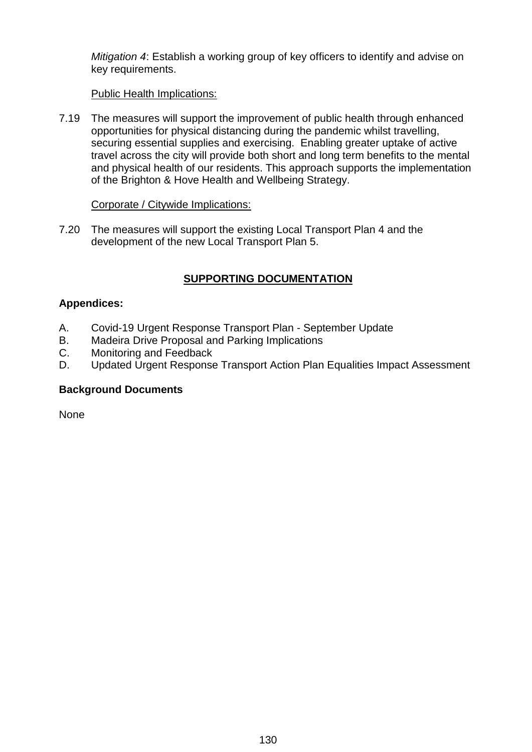*Mitigation 4*: Establish a working group of key officers to identify and advise on key requirements.

Public Health Implications:

7.19 The measures will support the improvement of public health through enhanced opportunities for physical distancing during the pandemic whilst travelling, securing essential supplies and exercising. Enabling greater uptake of active travel across the city will provide both short and long term benefits to the mental and physical health of our residents. This approach supports the implementation of the Brighton & Hove Health and Wellbeing Strategy.

Corporate / Citywide Implications:

7.20 The measures will support the existing Local Transport Plan 4 and the development of the new Local Transport Plan 5.

## SUPPORTING DOCUMENTATION

**Appendices:**

A. Covid-19 Urgent Response Transport Plan - September Update
B. Madeira Drive Proposal and Parking Implications
C. Monitoring and Feedback
D. Updated Urgent Response Transport Action Plan Equalities Impact Assessment

**Background Documents**

None